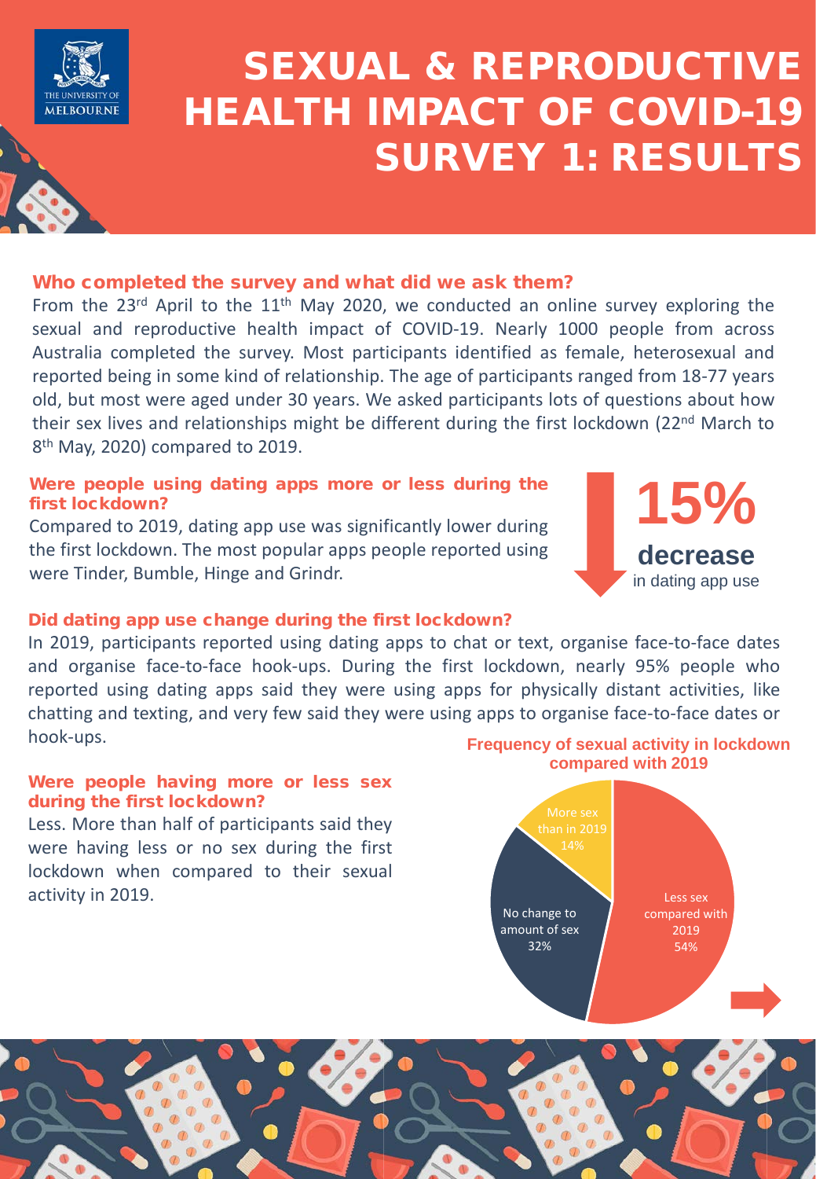# SEXUAL & REPRODUCTIVE HEALTH IMPACT OF COVID-19 SURVEY 1: RESULTS

## Who completed the survey and what did we ask them?

From the 23rd April to the 11th May 2020, we conducted an online survey exploring the sexual and reproductive health impact of COVID-19. Nearly 1000 people from across Australia completed the survey. Most participants identified as female, heterosexual and reported being in some kind of relationship. The age of participants ranged from 18-77 years old, but most were aged under 30 years. We asked participants lots of questions about how their sex lives and relationships might be different during the first lockdown (22nd March to 8th May, 2020) compared to 2019.

## Were people using dating apps more or less during the first lockdown?

Compared to 2019, dating app use was significantly lower during the first lockdown. The most popular apps people reported using were Tinder, Bumble, Hinge and Grindr.

**15% decrease** in dating app use

## Did dating app use change during the first lockdown?

In 2019, participants reported using dating apps to chat or text, organise face-to-face dates and organise face-to-face hook-ups. During the first lockdown, nearly 95% people who reported using dating apps said they were using apps for physically distant activities, like chatting and texting, and very few said they were using apps to organise face-to-face dates or hook-ups.

## Were people having more or less sex during the first lockdown?

Less. More than half of participants said they were having less or no sex during the first lockdown when compared to their sexual activity in 2019.

**Frequency of sexual activity in lockdown compared with 2019**

| Category | Percentage |
|---|---|
| Less sex compared with 2019 | 54% |
| No change to amount of sex | 32% |
| More sex than in 2019 | 14% |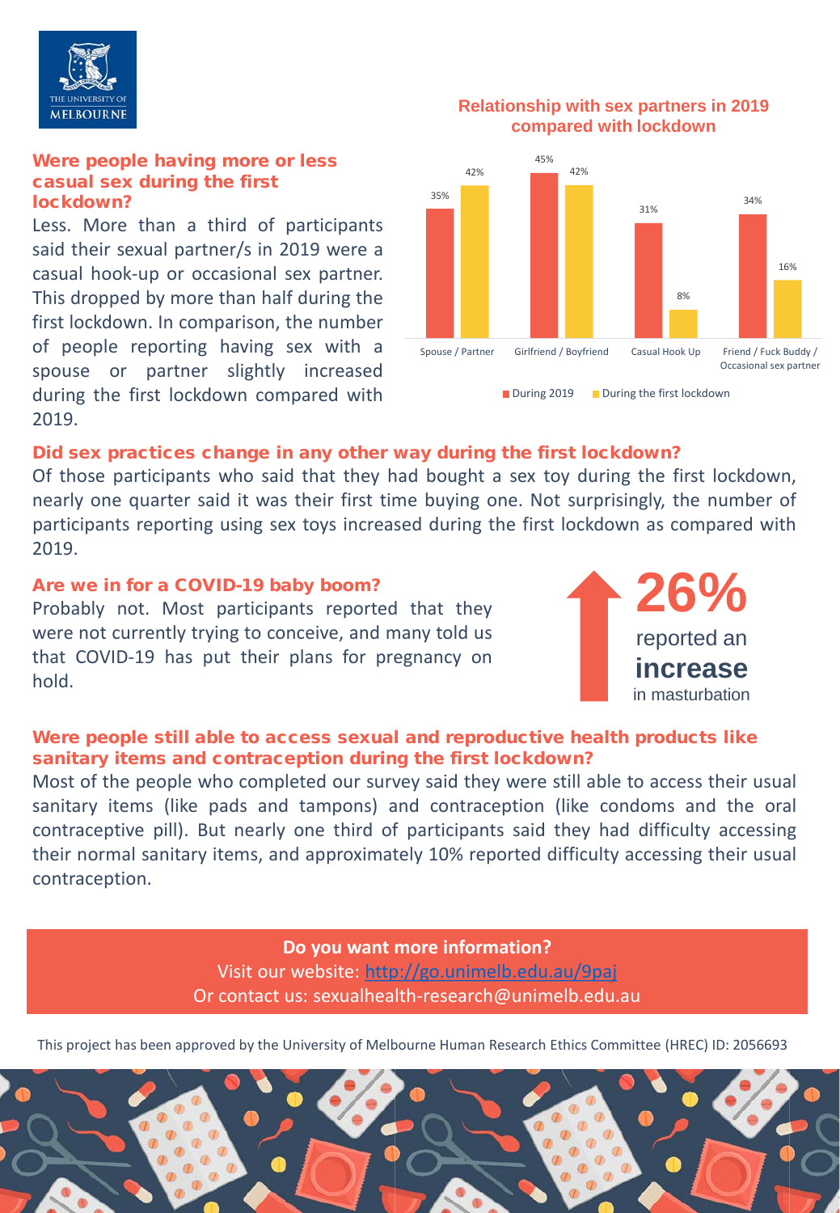## Were people having more or less casual sex during the first lockdown?

Less. More than a third of participants said their sexual partner/s in 2019 were a casual hook-up or occasional sex partner. This dropped by more than half during the first lockdown. In comparison, the number of people reporting having sex with a spouse or partner slightly increased during the first lockdown compared with 2019.

**Relationship with sex partners in 2019 compared with lockdown**

35%
42%
45%
42%
31%
8%
34%
16%

Spouse / Partner
Girlfriend / Boyfriend
Casual Hook Up
Friend / Fuck Buddy / Occasional sex partner

During 2019
During the first lockdown

## Did sex practices change in any other way during the first lockdown?

Of those participants who said that they had bought a sex toy during the first lockdown, nearly one quarter said it was their first time buying one. Not surprisingly, the number of participants reporting using sex toys increased during the first lockdown as compared with 2019.

## Are we in for a COVID-19 baby boom?

Probably not. Most participants reported that they were not currently trying to conceive, and many told us that COVID-19 has put their plans for pregnancy on hold.

**26%** reported an **increase** in masturbation

## Were people still able to access sexual and reproductive health products like sanitary items and contraception during the first lockdown?

Most of the people who completed our survey said they were still able to access their usual sanitary items (like pads and tampons) and contraception (like condoms and the oral contraceptive pill). But nearly one third of participants said they had difficulty accessing their normal sanitary items, and approximately 10% reported difficulty accessing their usual contraception.

**Do you want more information?**
Visit our website: http://go.unimelb.edu.au/9paj
Or contact us: sexualhealth-research@unimelb.edu.au

This project has been approved by the University of Melbourne Human Research Ethics Committee (HREC) ID: 2056693